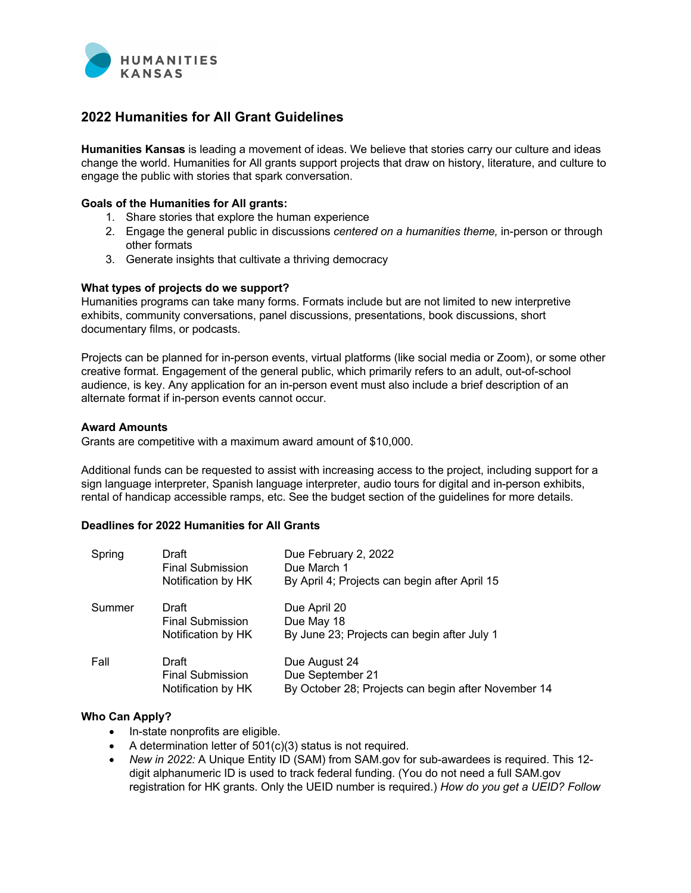HUMANITIES KANSAS

# 2022 Humanities for All Grant Guidelines

**Humanities Kansas** is leading a movement of ideas. We believe that stories carry our culture and ideas change the world. Humanities for All grants support projects that draw on history, literature, and culture to engage the public with stories that spark conversation.

### Goals of the Humanities for All grants:

1. Share stories that explore the human experience
2. Engage the general public in discussions *centered on a humanities theme,* in-person or through other formats
3. Generate insights that cultivate a thriving democracy

### What types of projects do we support?

Humanities programs can take many forms. Formats include but are not limited to new interpretive exhibits, community conversations, panel discussions, presentations, book discussions, short documentary films, or podcasts.

Projects can be planned for in-person events, virtual platforms (like social media or Zoom), or some other creative format. Engagement of the general public, which primarily refers to an adult, out-of-school audience, is key. Any application for an in-person event must also include a brief description of an alternate format if in-person events cannot occur.

### Award Amounts

Grants are competitive with a maximum award amount of $10,000.

Additional funds can be requested to assist with increasing access to the project, including support for a sign language interpreter, Spanish language interpreter, audio tours for digital and in-person exhibits, rental of handicap accessible ramps, etc. See the budget section of the guidelines for more details.

### Deadlines for 2022 Humanities for All Grants

| | | |
|---|---|---|
| Spring | Draft | Due February 2, 2022 |
| | Final Submission | Due March 1 |
| | Notification by HK | By April 4; Projects can begin after April 15 |
| Summer | Draft | Due April 20 |
| | Final Submission | Due May 18 |
| | Notification by HK | By June 23; Projects can begin after July 1 |
| Fall | Draft | Due August 24 |
| | Final Submission | Due September 21 |
| | Notification by HK | By October 28; Projects can begin after November 14 |

### Who Can Apply?

- In-state nonprofits are eligible.
- A determination letter of 501(c)(3) status is not required.
- *New in 2022:* A Unique Entity ID (SAM) from SAM.gov for sub-awardees is required. This 12-digit alphanumeric ID is used to track federal funding. (You do not need a full SAM.gov registration for HK grants. Only the UEID number is required.) *How do you get a UEID? Follow*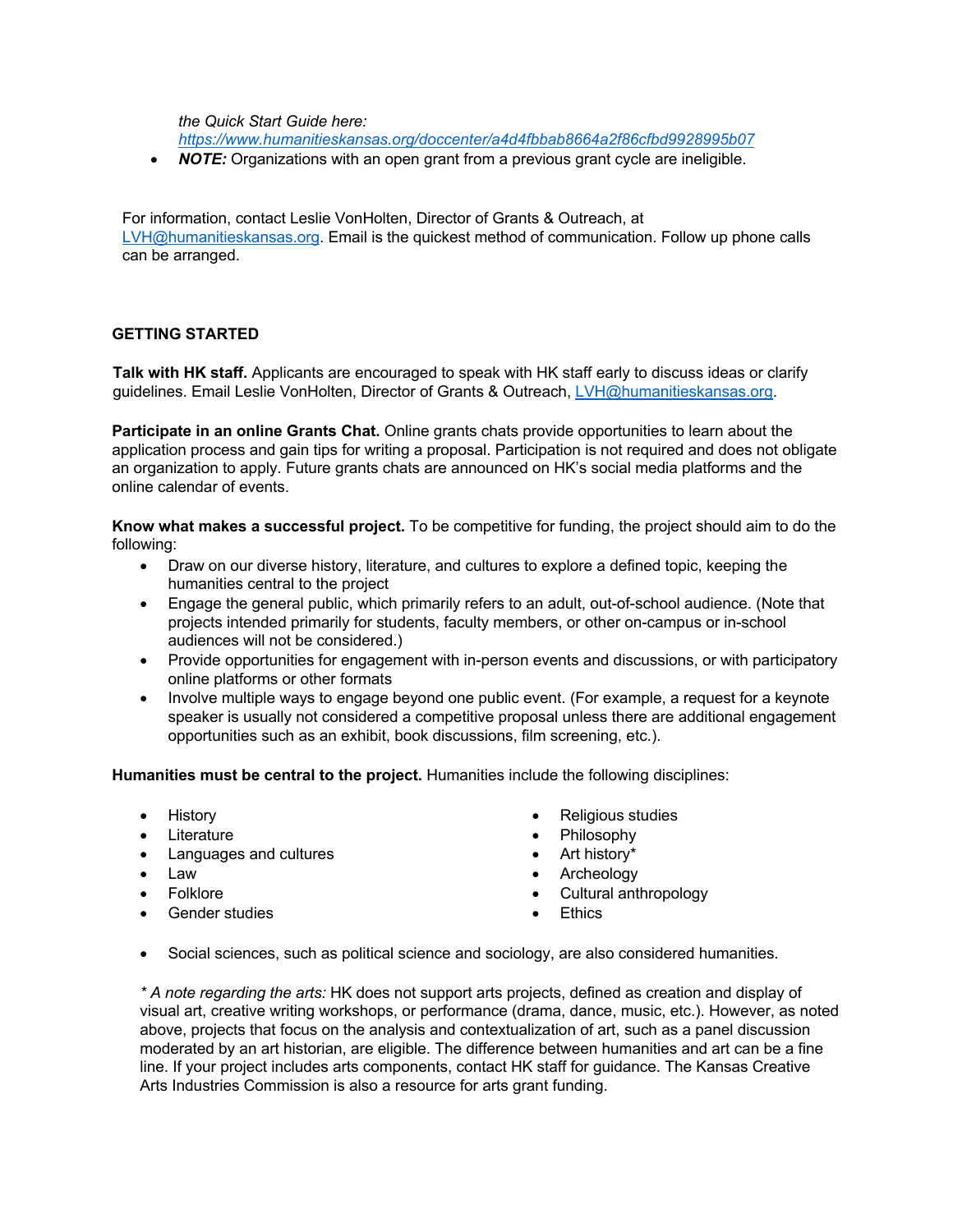*the Quick Start Guide here:* *https://www.humanitieskansas.org/doccenter/a4d4fbbab8664a2f86cfbd9928995b07*

- ***NOTE:*** Organizations with an open grant from a previous grant cycle are ineligible.

For information, contact Leslie VonHolten, Director of Grants & Outreach, at LVH@humanitieskansas.org. Email is the quickest method of communication. Follow up phone calls can be arranged.

## GETTING STARTED

**Talk with HK staff.** Applicants are encouraged to speak with HK staff early to discuss ideas or clarify guidelines. Email Leslie VonHolten, Director of Grants & Outreach, LVH@humanitieskansas.org.

**Participate in an online Grants Chat.** Online grants chats provide opportunities to learn about the application process and gain tips for writing a proposal. Participation is not required and does not obligate an organization to apply. Future grants chats are announced on HK's social media platforms and the online calendar of events.

**Know what makes a successful project.** To be competitive for funding, the project should aim to do the following:

- Draw on our diverse history, literature, and cultures to explore a defined topic, keeping the humanities central to the project
- Engage the general public, which primarily refers to an adult, out-of-school audience. (Note that projects intended primarily for students, faculty members, or other on-campus or in-school audiences will not be considered.)
- Provide opportunities for engagement with in-person events and discussions, or with participatory online platforms or other formats
- Involve multiple ways to engage beyond one public event. (For example, a request for a keynote speaker is usually not considered a competitive proposal unless there are additional engagement opportunities such as an exhibit, book discussions, film screening, etc.).

**Humanities must be central to the project.** Humanities include the following disciplines:

- History
- Literature
- Languages and cultures
- Law
- Folklore
- Gender studies
- Religious studies
- Philosophy
- Art history*
- Archeology
- Cultural anthropology
- Ethics

- Social sciences, such as political science and sociology, are also considered humanities.

*\* A note regarding the arts:* HK does not support arts projects, defined as creation and display of visual art, creative writing workshops, or performance (drama, dance, music, etc.). However, as noted above, projects that focus on the analysis and contextualization of art, such as a panel discussion moderated by an art historian, are eligible. The difference between humanities and art can be a fine line. If your project includes arts components, contact HK staff for guidance. The Kansas Creative Arts Industries Commission is also a resource for arts grant funding.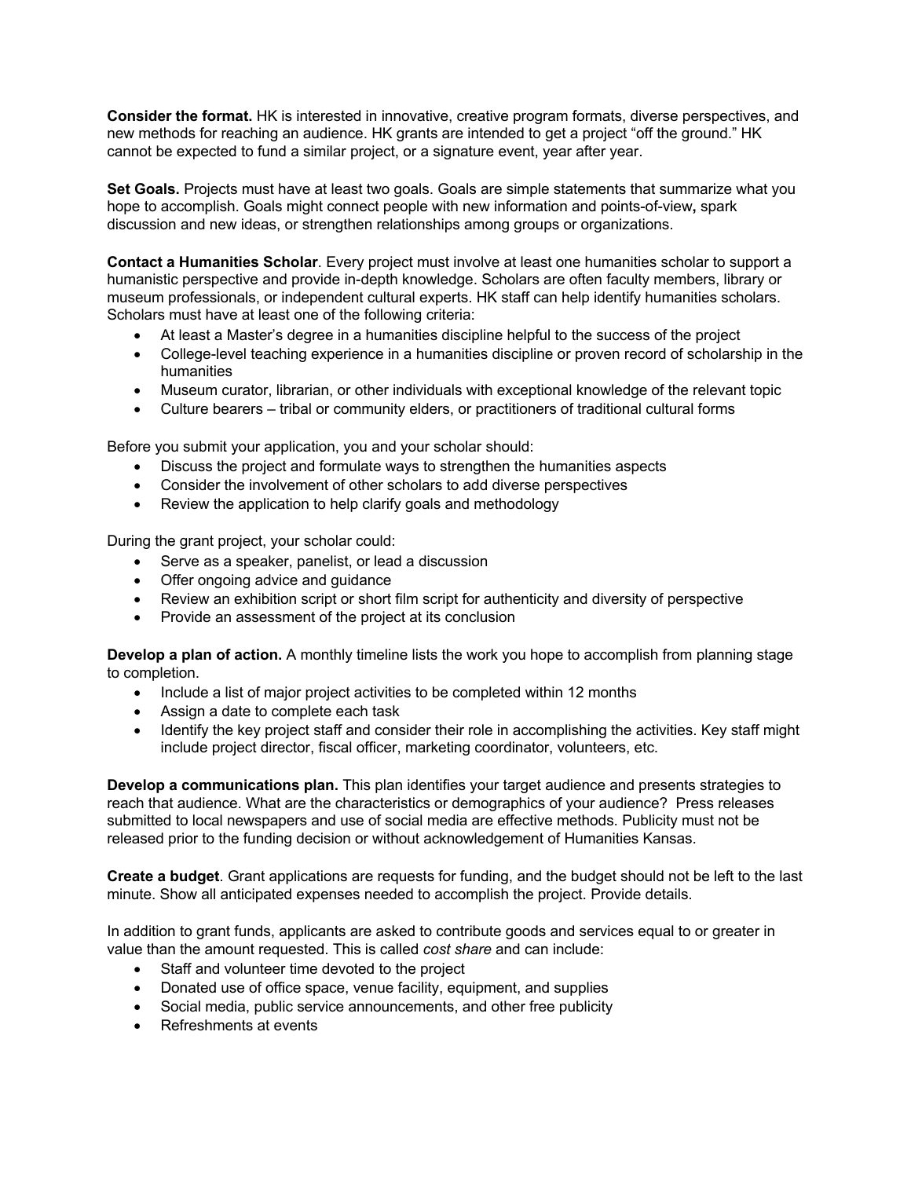**Consider the format.** HK is interested in innovative, creative program formats, diverse perspectives, and new methods for reaching an audience. HK grants are intended to get a project "off the ground." HK cannot be expected to fund a similar project, or a signature event, year after year.

**Set Goals.** Projects must have at least two goals. Goals are simple statements that summarize what you hope to accomplish. Goals might connect people with new information and points-of-view**,** spark discussion and new ideas, or strengthen relationships among groups or organizations.

**Contact a Humanities Scholar**. Every project must involve at least one humanities scholar to support a humanistic perspective and provide in-depth knowledge. Scholars are often faculty members, library or museum professionals, or independent cultural experts. HK staff can help identify humanities scholars. Scholars must have at least one of the following criteria:

- At least a Master's degree in a humanities discipline helpful to the success of the project
- College-level teaching experience in a humanities discipline or proven record of scholarship in the humanities
- Museum curator, librarian, or other individuals with exceptional knowledge of the relevant topic
- Culture bearers – tribal or community elders, or practitioners of traditional cultural forms

Before you submit your application, you and your scholar should:

- Discuss the project and formulate ways to strengthen the humanities aspects
- Consider the involvement of other scholars to add diverse perspectives
- Review the application to help clarify goals and methodology

During the grant project, your scholar could:

- Serve as a speaker, panelist, or lead a discussion
- Offer ongoing advice and guidance
- Review an exhibition script or short film script for authenticity and diversity of perspective
- Provide an assessment of the project at its conclusion

**Develop a plan of action.** A monthly timeline lists the work you hope to accomplish from planning stage to completion.

- Include a list of major project activities to be completed within 12 months
- Assign a date to complete each task
- Identify the key project staff and consider their role in accomplishing the activities. Key staff might include project director, fiscal officer, marketing coordinator, volunteers, etc.

**Develop a communications plan.** This plan identifies your target audience and presents strategies to reach that audience. What are the characteristics or demographics of your audience? Press releases submitted to local newspapers and use of social media are effective methods. Publicity must not be released prior to the funding decision or without acknowledgement of Humanities Kansas.

**Create a budget**. Grant applications are requests for funding, and the budget should not be left to the last minute. Show all anticipated expenses needed to accomplish the project. Provide details.

In addition to grant funds, applicants are asked to contribute goods and services equal to or greater in value than the amount requested. This is called *cost share* and can include:

- Staff and volunteer time devoted to the project
- Donated use of office space, venue facility, equipment, and supplies
- Social media, public service announcements, and other free publicity
- Refreshments at events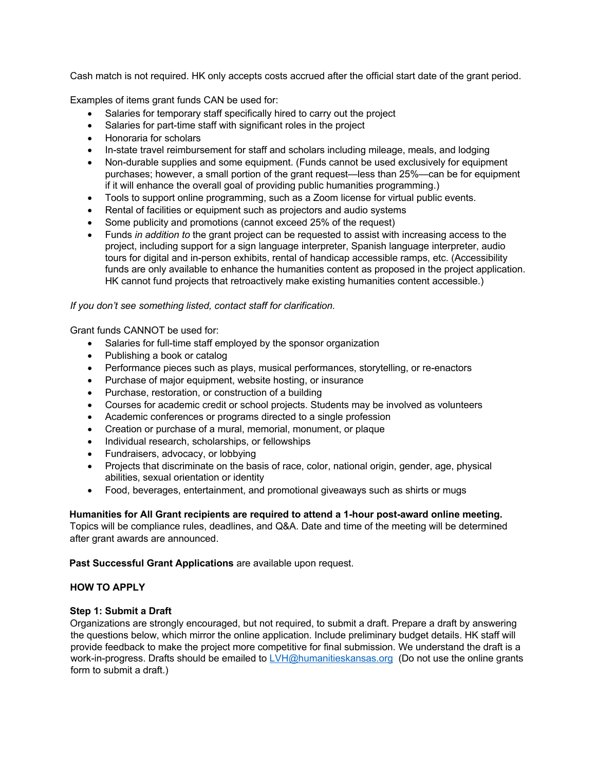Cash match is not required. HK only accepts costs accrued after the official start date of the grant period.

Examples of items grant funds CAN be used for:

- Salaries for temporary staff specifically hired to carry out the project
- Salaries for part-time staff with significant roles in the project
- Honoraria for scholars
- In-state travel reimbursement for staff and scholars including mileage, meals, and lodging
- Non-durable supplies and some equipment. (Funds cannot be used exclusively for equipment purchases; however, a small portion of the grant request—less than 25%—can be for equipment if it will enhance the overall goal of providing public humanities programming.)
- Tools to support online programming, such as a Zoom license for virtual public events.
- Rental of facilities or equipment such as projectors and audio systems
- Some publicity and promotions (cannot exceed 25% of the request)
- Funds *in addition to* the grant project can be requested to assist with increasing access to the project, including support for a sign language interpreter, Spanish language interpreter, audio tours for digital and in-person exhibits, rental of handicap accessible ramps, etc. (Accessibility funds are only available to enhance the humanities content as proposed in the project application. HK cannot fund projects that retroactively make existing humanities content accessible.)

*If you don't see something listed, contact staff for clarification.*

Grant funds CANNOT be used for:

- Salaries for full-time staff employed by the sponsor organization
- Publishing a book or catalog
- Performance pieces such as plays, musical performances, storytelling, or re-enactors
- Purchase of major equipment, website hosting, or insurance
- Purchase, restoration, or construction of a building
- Courses for academic credit or school projects. Students may be involved as volunteers
- Academic conferences or programs directed to a single profession
- Creation or purchase of a mural, memorial, monument, or plaque
- Individual research, scholarships, or fellowships
- Fundraisers, advocacy, or lobbying
- Projects that discriminate on the basis of race, color, national origin, gender, age, physical abilities, sexual orientation or identity
- Food, beverages, entertainment, and promotional giveaways such as shirts or mugs

**Humanities for All Grant recipients are required to attend a 1-hour post-award online meeting.** Topics will be compliance rules, deadlines, and Q&A. Date and time of the meeting will be determined after grant awards are announced.

**Past Successful Grant Applications** are available upon request.

## HOW TO APPLY

### Step 1: Submit a Draft

Organizations are strongly encouraged, but not required, to submit a draft. Prepare a draft by answering the questions below, which mirror the online application. Include preliminary budget details. HK staff will provide feedback to make the project more competitive for final submission. We understand the draft is a work-in-progress. Drafts should be emailed to LVH@humanitieskansas.org (Do not use the online grants form to submit a draft.)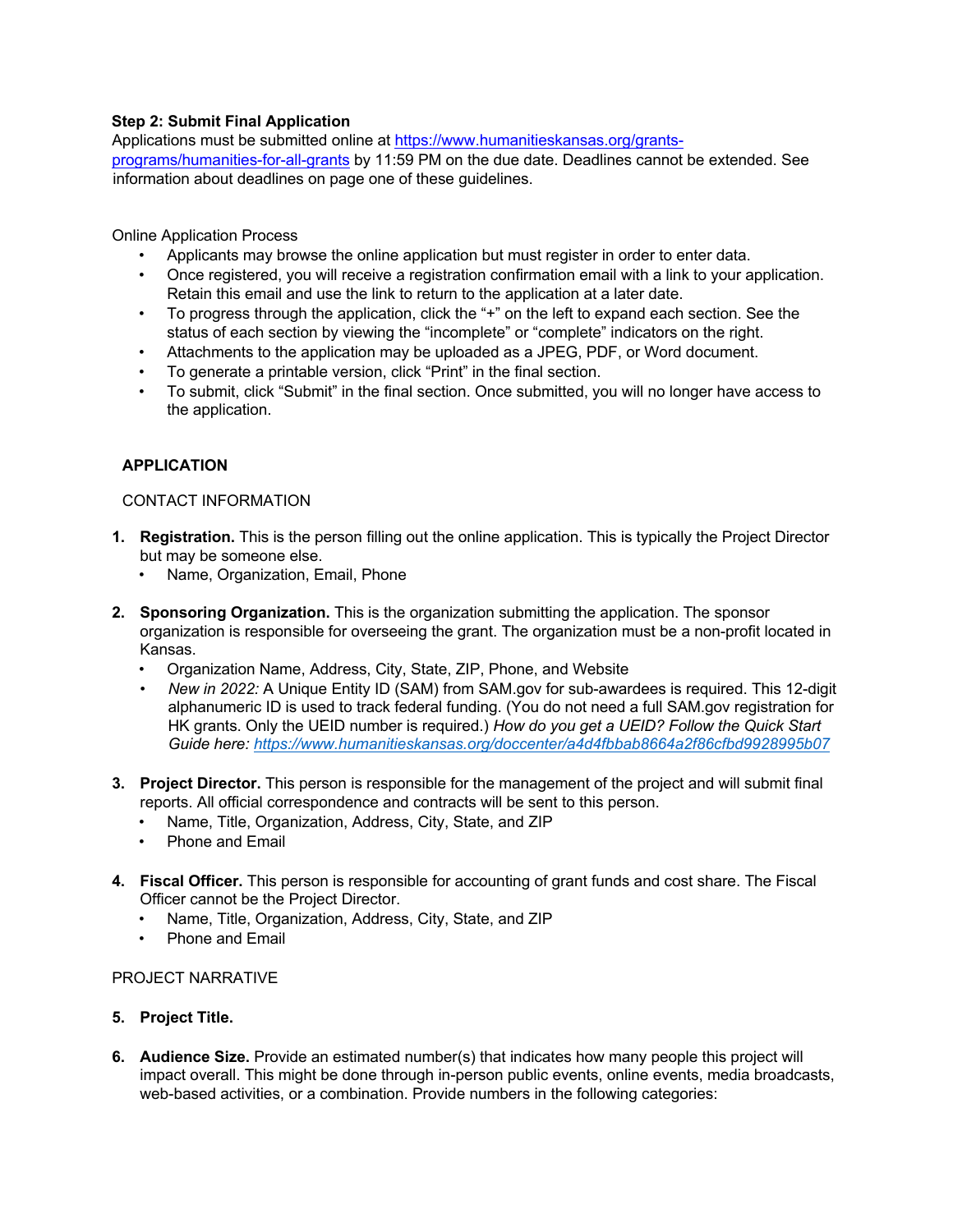**Step 2: Submit Final Application**
Applications must be submitted online at https://www.humanitieskansas.org/grants-programs/humanities-for-all-grants by 11:59 PM on the due date. Deadlines cannot be extended. See information about deadlines on page one of these guidelines.

Online Application Process

- Applicants may browse the online application but must register in order to enter data.
- Once registered, you will receive a registration confirmation email with a link to your application. Retain this email and use the link to return to the application at a later date.
- To progress through the application, click the "+" on the left to expand each section. See the status of each section by viewing the "incomplete" or "complete" indicators on the right.
- Attachments to the application may be uploaded as a JPEG, PDF, or Word document.
- To generate a printable version, click "Print" in the final section.
- To submit, click "Submit" in the final section. Once submitted, you will no longer have access to the application.

## APPLICATION

CONTACT INFORMATION

1. **Registration.** This is the person filling out the online application. This is typically the Project Director but may be someone else.
   - Name, Organization, Email, Phone

2. **Sponsoring Organization.** This is the organization submitting the application. The sponsor organization is responsible for overseeing the grant. The organization must be a non-profit located in Kansas.
   - Organization Name, Address, City, State, ZIP, Phone, and Website
   - *New in 2022:* A Unique Entity ID (SAM) from SAM.gov for sub-awardees is required. This 12-digit alphanumeric ID is used to track federal funding. (You do not need a full SAM.gov registration for HK grants. Only the UEID number is required.) *How do you get a UEID? Follow the Quick Start Guide here: https://www.humanitieskansas.org/doccenter/a4d4fbbab8664a2f86cfbd9928995b07*

3. **Project Director.** This person is responsible for the management of the project and will submit final reports. All official correspondence and contracts will be sent to this person.
   - Name, Title, Organization, Address, City, State, and ZIP
   - Phone and Email

4. **Fiscal Officer.** This person is responsible for accounting of grant funds and cost share. The Fiscal Officer cannot be the Project Director.
   - Name, Title, Organization, Address, City, State, and ZIP
   - Phone and Email

PROJECT NARRATIVE

5. **Project Title.**

6. **Audience Size.** Provide an estimated number(s) that indicates how many people this project will impact overall. This might be done through in-person public events, online events, media broadcasts, web-based activities, or a combination. Provide numbers in the following categories: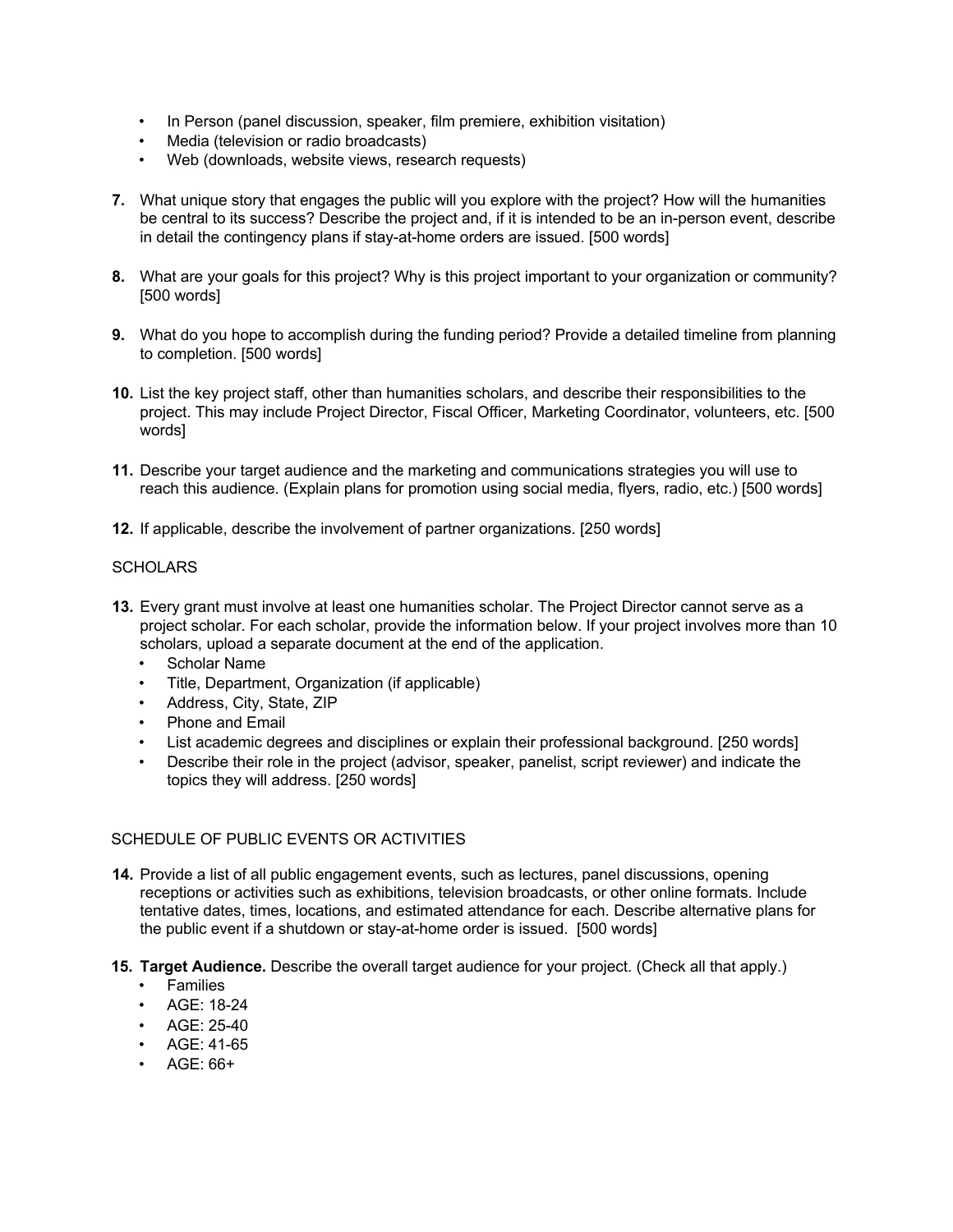- In Person (panel discussion, speaker, film premiere, exhibition visitation)
- Media (television or radio broadcasts)
- Web (downloads, website views, research requests)

**7.** What unique story that engages the public will you explore with the project? How will the humanities be central to its success? Describe the project and, if it is intended to be an in-person event, describe in detail the contingency plans if stay-at-home orders are issued. [500 words]

**8.** What are your goals for this project? Why is this project important to your organization or community? [500 words]

**9.** What do you hope to accomplish during the funding period? Provide a detailed timeline from planning to completion. [500 words]

**10.** List the key project staff, other than humanities scholars, and describe their responsibilities to the project. This may include Project Director, Fiscal Officer, Marketing Coordinator, volunteers, etc. [500 words]

**11.** Describe your target audience and the marketing and communications strategies you will use to reach this audience. (Explain plans for promotion using social media, flyers, radio, etc.) [500 words]

**12.** If applicable, describe the involvement of partner organizations. [250 words]

## SCHOLARS

**13.** Every grant must involve at least one humanities scholar. The Project Director cannot serve as a project scholar. For each scholar, provide the information below. If your project involves more than 10 scholars, upload a separate document at the end of the application.

- Scholar Name
- Title, Department, Organization (if applicable)
- Address, City, State, ZIP
- Phone and Email
- List academic degrees and disciplines or explain their professional background. [250 words]
- Describe their role in the project (advisor, speaker, panelist, script reviewer) and indicate the topics they will address. [250 words]

## SCHEDULE OF PUBLIC EVENTS OR ACTIVITIES

**14.** Provide a list of all public engagement events, such as lectures, panel discussions, opening receptions or activities such as exhibitions, television broadcasts, or other online formats. Include tentative dates, times, locations, and estimated attendance for each. Describe alternative plans for the public event if a shutdown or stay-at-home order is issued. [500 words]

**15. Target Audience.** Describe the overall target audience for your project. (Check all that apply.)

- Families
- AGE: 18-24
- AGE: 25-40
- AGE: 41-65
- AGE: 66+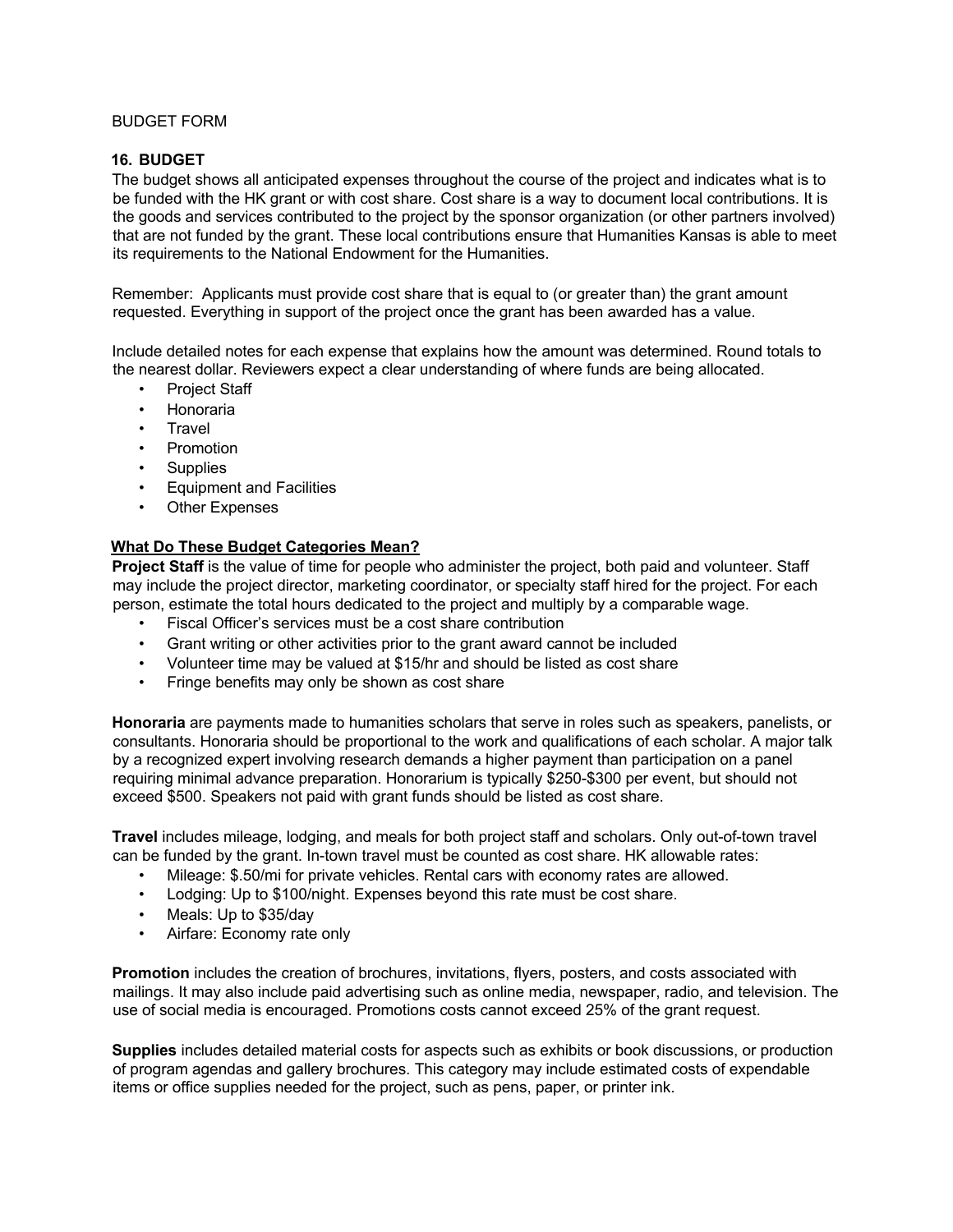BUDGET FORM

## 16. BUDGET

The budget shows all anticipated expenses throughout the course of the project and indicates what is to be funded with the HK grant or with cost share. Cost share is a way to document local contributions. It is the goods and services contributed to the project by the sponsor organization (or other partners involved) that are not funded by the grant. These local contributions ensure that Humanities Kansas is able to meet its requirements to the National Endowment for the Humanities.

Remember: Applicants must provide cost share that is equal to (or greater than) the grant amount requested. Everything in support of the project once the grant has been awarded has a value.

Include detailed notes for each expense that explains how the amount was determined. Round totals to the nearest dollar. Reviewers expect a clear understanding of where funds are being allocated.

- Project Staff
- Honoraria
- Travel
- Promotion
- Supplies
- Equipment and Facilities
- Other Expenses

### What Do These Budget Categories Mean?

**Project Staff** is the value of time for people who administer the project, both paid and volunteer. Staff may include the project director, marketing coordinator, or specialty staff hired for the project. For each person, estimate the total hours dedicated to the project and multiply by a comparable wage.

- Fiscal Officer's services must be a cost share contribution
- Grant writing or other activities prior to the grant award cannot be included
- Volunteer time may be valued at $15/hr and should be listed as cost share
- Fringe benefits may only be shown as cost share

**Honoraria** are payments made to humanities scholars that serve in roles such as speakers, panelists, or consultants. Honoraria should be proportional to the work and qualifications of each scholar. A major talk by a recognized expert involving research demands a higher payment than participation on a panel requiring minimal advance preparation. Honorarium is typically $250-$300 per event, but should not exceed $500. Speakers not paid with grant funds should be listed as cost share.

**Travel** includes mileage, lodging, and meals for both project staff and scholars. Only out-of-town travel can be funded by the grant. In-town travel must be counted as cost share. HK allowable rates:

- Mileage: $.50/mi for private vehicles. Rental cars with economy rates are allowed.
- Lodging: Up to $100/night. Expenses beyond this rate must be cost share.
- Meals: Up to $35/day
- Airfare: Economy rate only

**Promotion** includes the creation of brochures, invitations, flyers, posters, and costs associated with mailings. It may also include paid advertising such as online media, newspaper, radio, and television. The use of social media is encouraged. Promotions costs cannot exceed 25% of the grant request.

**Supplies** includes detailed material costs for aspects such as exhibits or book discussions, or production of program agendas and gallery brochures. This category may include estimated costs of expendable items or office supplies needed for the project, such as pens, paper, or printer ink.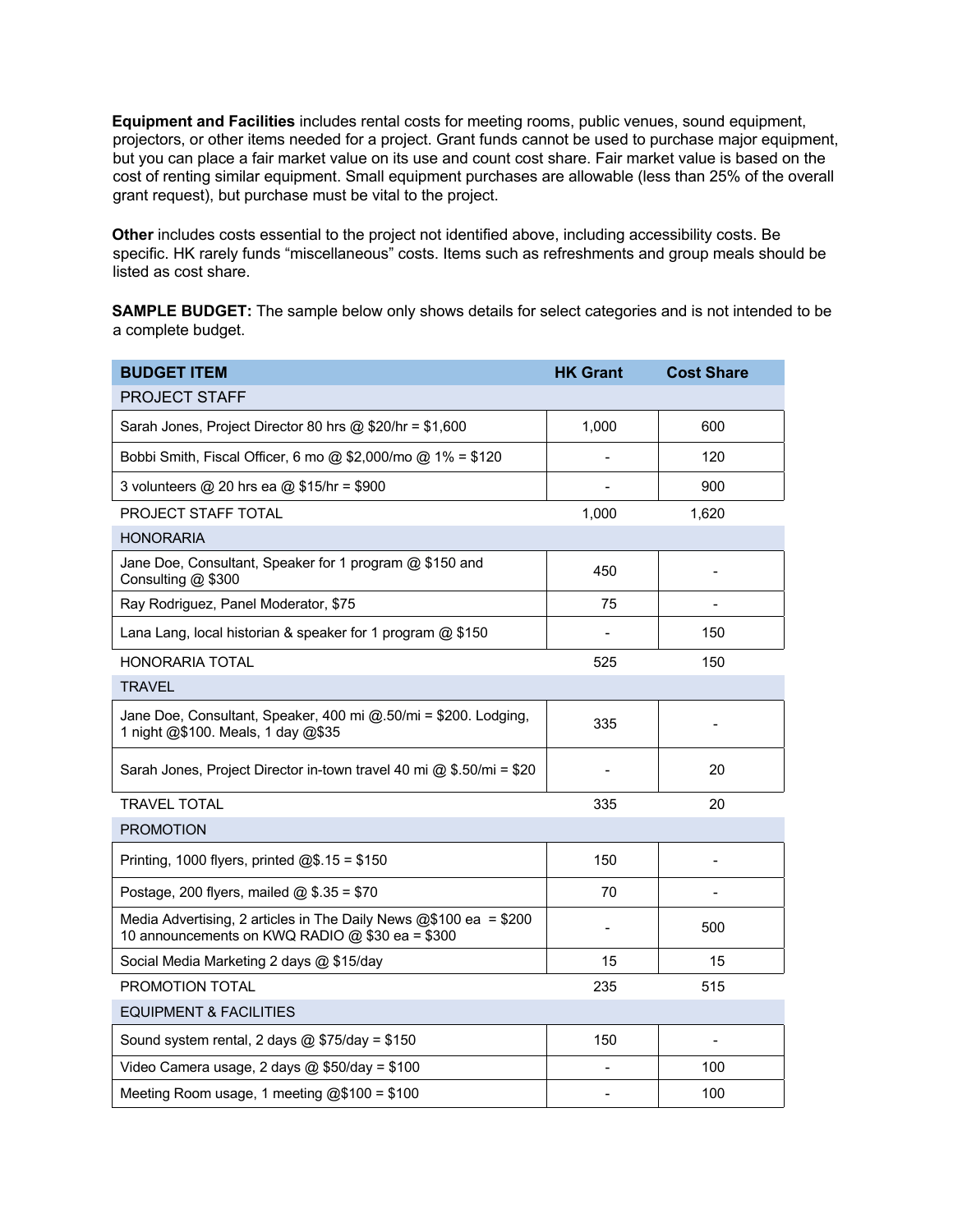**Equipment and Facilities** includes rental costs for meeting rooms, public venues, sound equipment, projectors, or other items needed for a project. Grant funds cannot be used to purchase major equipment, but you can place a fair market value on its use and count cost share. Fair market value is based on the cost of renting similar equipment. Small equipment purchases are allowable (less than 25% of the overall grant request), but purchase must be vital to the project.

**Other** includes costs essential to the project not identified above, including accessibility costs. Be specific. HK rarely funds "miscellaneous" costs. Items such as refreshments and group meals should be listed as cost share.

**SAMPLE BUDGET:** The sample below only shows details for select categories and is not intended to be a complete budget.

| BUDGET ITEM | HK Grant | Cost Share |
|---|---|---|
| PROJECT STAFF | | |
| Sarah Jones, Project Director 80 hrs @ $20/hr = $1,600 | 1,000 | 600 |
| Bobbi Smith, Fiscal Officer, 6 mo @ $2,000/mo @ 1% = $120 | - | 120 |
| 3 volunteers @ 20 hrs ea @ $15/hr = $900 | - | 900 |
| PROJECT STAFF TOTAL | 1,000 | 1,620 |
| HONORARIA | | |
| Jane Doe, Consultant, Speaker for 1 program @ $150 and Consulting @ $300 | 450 | - |
| Ray Rodriguez, Panel Moderator, $75 | 75 | - |
| Lana Lang, local historian & speaker for 1 program @ $150 | - | 150 |
| HONORARIA TOTAL | 525 | 150 |
| TRAVEL | | |
| Jane Doe, Consultant, Speaker, 400 mi @.50/mi = $200. Lodging, 1 night @$100. Meals, 1 day @$35 | 335 | - |
| Sarah Jones, Project Director in-town travel 40 mi @ $.50/mi = $20 | - | 20 |
| TRAVEL TOTAL | 335 | 20 |
| PROMOTION | | |
| Printing, 1000 flyers, printed @$.15 = $150 | 150 | - |
| Postage, 200 flyers, mailed @ $.35 = $70 | 70 | - |
| Media Advertising, 2 articles in The Daily News @$100 ea = $200 10 announcements on KWQ RADIO @ $30 ea = $300 | - | 500 |
| Social Media Marketing 2 days @ $15/day | 15 | 15 |
| PROMOTION TOTAL | 235 | 515 |
| EQUIPMENT & FACILITIES | | |
| Sound system rental, 2 days @ $75/day = $150 | 150 | - |
| Video Camera usage, 2 days @ $50/day = $100 | - | 100 |
| Meeting Room usage, 1 meeting @$100 = $100 | - | 100 |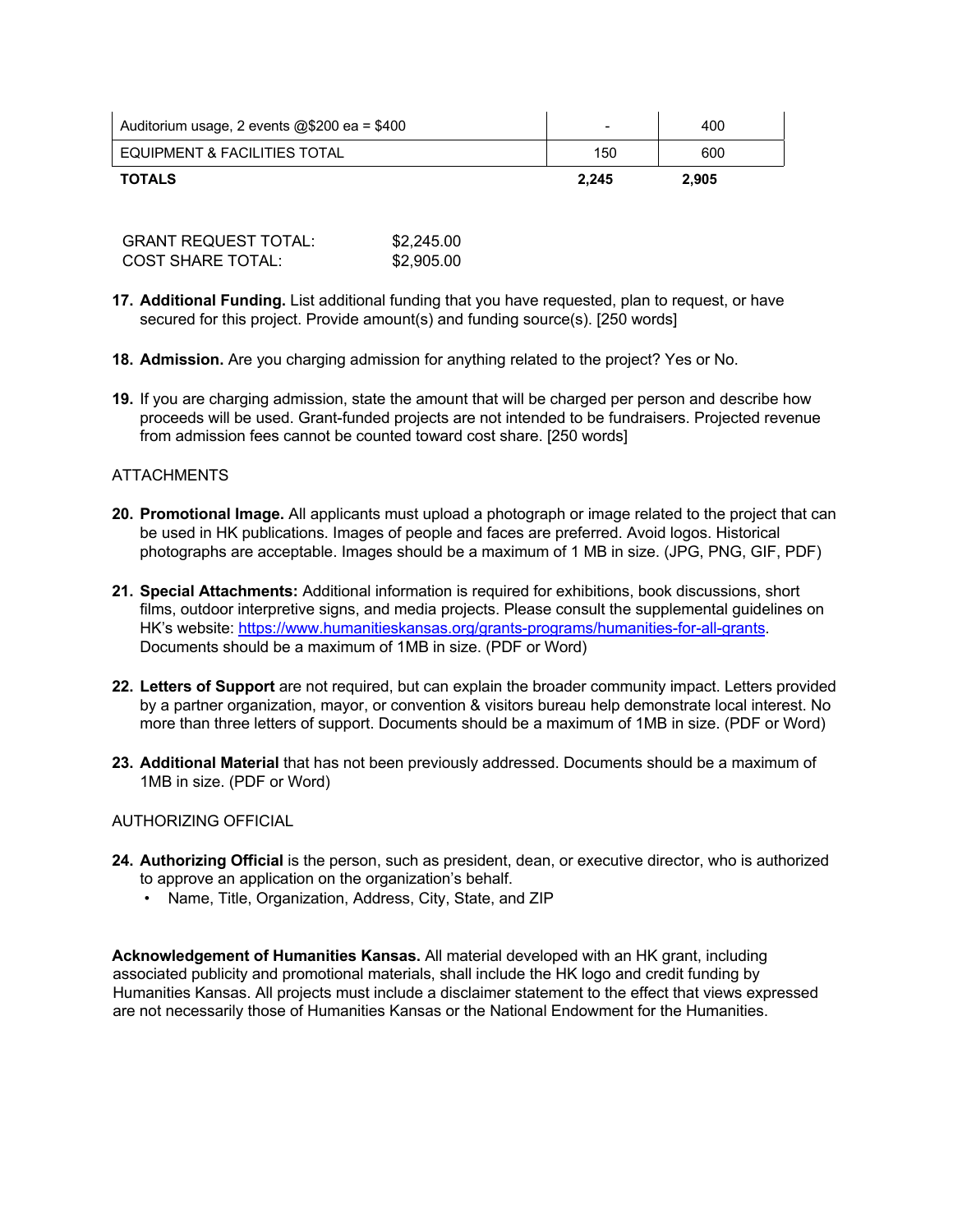| | | |
|---|---|---|
| Auditorium usage, 2 events @$200 ea = $400 | - | 400 |
| EQUIPMENT & FACILITIES TOTAL | 150 | 600 |
| **TOTALS** | **2,245** | **2,905** |

GRANT REQUEST TOTAL: $2,245.00
COST SHARE TOTAL: $2,905.00

17. **Additional Funding.** List additional funding that you have requested, plan to request, or have secured for this project. Provide amount(s) and funding source(s). [250 words]

18. **Admission.** Are you charging admission for anything related to the project? Yes or No.

19. If you are charging admission, state the amount that will be charged per person and describe how proceeds will be used. Grant-funded projects are not intended to be fundraisers. Projected revenue from admission fees cannot be counted toward cost share. [250 words]

ATTACHMENTS

20. **Promotional Image.** All applicants must upload a photograph or image related to the project that can be used in HK publications. Images of people and faces are preferred. Avoid logos. Historical photographs are acceptable. Images should be a maximum of 1 MB in size. (JPG, PNG, GIF, PDF)

21. **Special Attachments:** Additional information is required for exhibitions, book discussions, short films, outdoor interpretive signs, and media projects. Please consult the supplemental guidelines on HK's website: https://www.humanitieskansas.org/grants-programs/humanities-for-all-grants. Documents should be a maximum of 1MB in size. (PDF or Word)

22. **Letters of Support** are not required, but can explain the broader community impact. Letters provided by a partner organization, mayor, or convention & visitors bureau help demonstrate local interest. No more than three letters of support. Documents should be a maximum of 1MB in size. (PDF or Word)

23. **Additional Material** that has not been previously addressed. Documents should be a maximum of 1MB in size. (PDF or Word)

AUTHORIZING OFFICIAL

24. **Authorizing Official** is the person, such as president, dean, or executive director, who is authorized to approve an application on the organization's behalf.
    - Name, Title, Organization, Address, City, State, and ZIP

**Acknowledgement of Humanities Kansas.** All material developed with an HK grant, including associated publicity and promotional materials, shall include the HK logo and credit funding by Humanities Kansas. All projects must include a disclaimer statement to the effect that views expressed are not necessarily those of Humanities Kansas or the National Endowment for the Humanities.